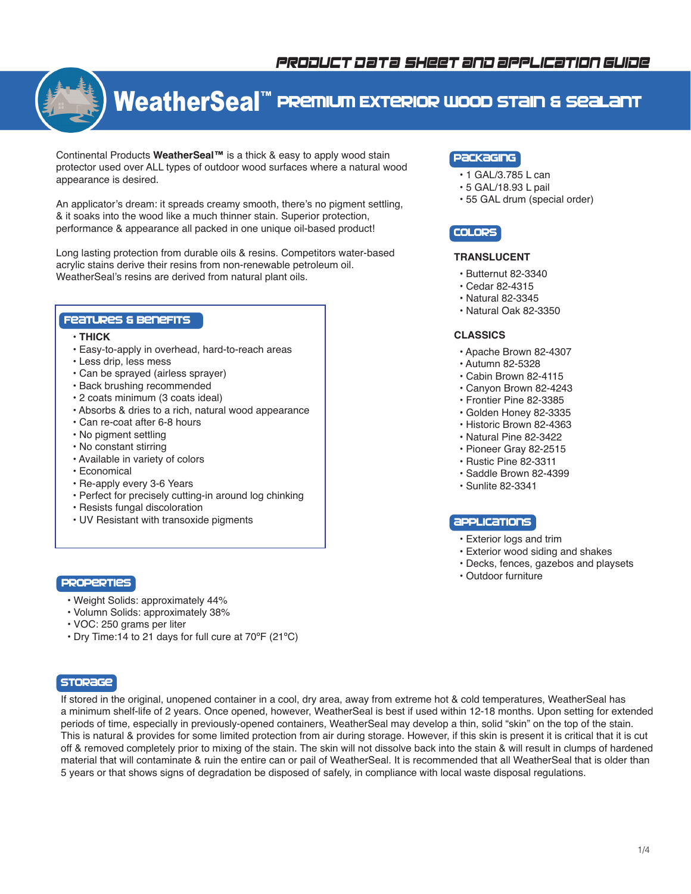PRODUCT DATA SHEET AND APPLICATION GUIDE

# WeatherSeal™ PREMIUM EXTERIOR WOOD STAIN & SEALANT

Continental Products **WeatherSeal™** is a thick & easy to apply wood stain protector used over ALL types of outdoor wood surfaces where a natural wood appearance is desired.

An applicator's dream: it spreads creamy smooth, there's no pigment settling, & it soaks into the wood like a much thinner stain. Superior protection, performance & appearance all packed in one unique oil-based product!

Long lasting protection from durable oils & resins. Competitors water-based acrylic stains derive their resins from non-renewable petroleum oil. WeatherSeal's resins are derived from natural plant oils.

## FEATURES & BENEFITS

- **THICK**
- Easy-to-apply in overhead, hard-to-reach areas
- Less drip, less mess
- Can be sprayed (airless sprayer)
- Back brushing recommended
- 2 coats minimum (3 coats ideal)
- Absorbs & dries to a rich, natural wood appearance
- Can re-coat after 6-8 hours
- No pigment settling
- No constant stirring
- Available in variety of colors
- Economical
- Re-apply every 3-6 Years
- Perfect for precisely cutting-in around log chinking
- Resists fungal discoloration
- UV Resistant with transoxide pigments

## PROPERTIES

- Weight Solids: approximately 44%
- Volumn Solids: approximately 38%
- VOC: 250 grams per liter
- Dry Time:14 to 21 days for full cure at 70ºF (21ºC)

## PACKAGING

- 1 GAL/3.785 L can
- 5 GAL/18.93 L pail
- 55 GAL drum (special order)

## COLORS

### TRANSLUCENT

- Butternut 82-3340
- Cedar 82-4315
- Natural 82-3345
- Natural Oak 82-3350

### CLASSICS

- Apache Brown 82-4307
- Autumn 82-5328
- Cabin Brown 82-4115
- Canyon Brown 82-4243
- Frontier Pine 82-3385
- Golden Honey 82-3335
- Historic Brown 82-4363
- Natural Pine 82-3422
- Pioneer Gray 82-2515
- Rustic Pine 82-3311
- Saddle Brown 82-4399
- Sunlite 82-3341

## APPLICATIONS

- Exterior logs and trim
- Exterior wood siding and shakes
- Decks, fences, gazebos and playsets
- Outdoor furniture

## STORAGE

If stored in the original, unopened container in a cool, dry area, away from extreme hot & cold temperatures, WeatherSeal has a minimum shelf-life of 2 years. Once opened, however, WeatherSeal is best if used within 12-18 months. Upon setting for extended periods of time, especially in previously-opened containers, WeatherSeal may develop a thin, solid "skin" on the top of the stain. This is natural & provides for some limited protection from air during storage. However, if this skin is present it is critical that it is cut off & removed completely prior to mixing of the stain. The skin will not dissolve back into the stain & will result in clumps of hardened material that will contaminate & ruin the entire can or pail of WeatherSeal. It is recommended that all WeatherSeal that is older than 5 years or that shows signs of degradation be disposed of safely, in compliance with local waste disposal regulations.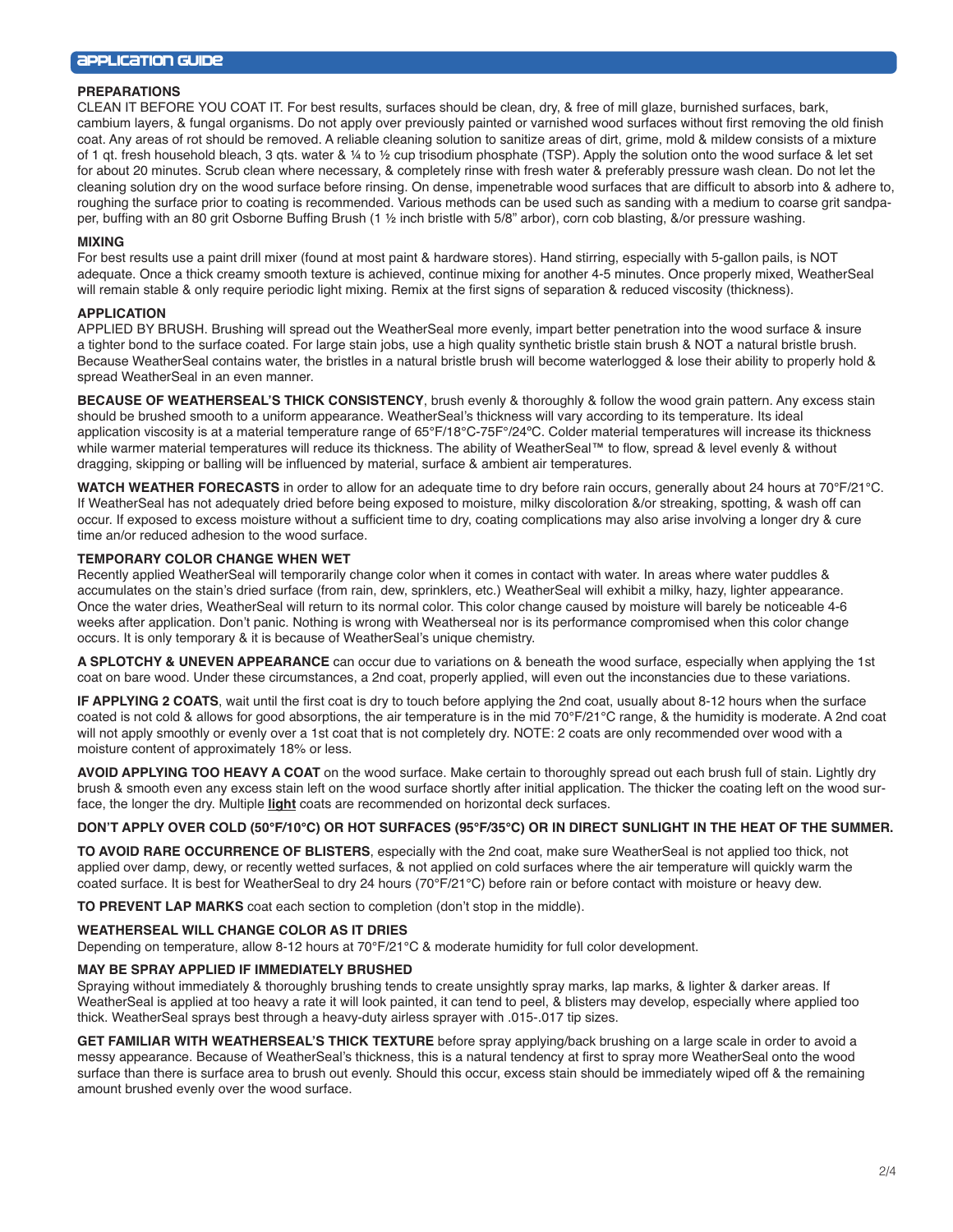## APPLICATION GUIDE

### PREPARATIONS

CLEAN IT BEFORE YOU COAT IT. For best results, surfaces should be clean, dry, & free of mill glaze, burnished surfaces, bark, cambium layers, & fungal organisms. Do not apply over previously painted or varnished wood surfaces without first removing the old finish coat. Any areas of rot should be removed. A reliable cleaning solution to sanitize areas of dirt, grime, mold & mildew consists of a mixture of 1 qt. fresh household bleach, 3 qts. water & ¼ to ½ cup trisodium phosphate (TSP). Apply the solution onto the wood surface & let set for about 20 minutes. Scrub clean where necessary, & completely rinse with fresh water & preferably pressure wash clean. Do not let the cleaning solution dry on the wood surface before rinsing. On dense, impenetrable wood surfaces that are difficult to absorb into & adhere to, roughing the surface prior to coating is recommended. Various methods can be used such as sanding with a medium to coarse grit sandpaper, buffing with an 80 grit Osborne Buffing Brush (1 ½ inch bristle with 5/8" arbor), corn cob blasting, &/or pressure washing.

### MIXING

For best results use a paint drill mixer (found at most paint & hardware stores). Hand stirring, especially with 5-gallon pails, is NOT adequate. Once a thick creamy smooth texture is achieved, continue mixing for another 4-5 minutes. Once properly mixed, WeatherSeal will remain stable & only require periodic light mixing. Remix at the first signs of separation & reduced viscosity (thickness).

### APPLICATION

APPLIED BY BRUSH. Brushing will spread out the WeatherSeal more evenly, impart better penetration into the wood surface & insure a tighter bond to the surface coated. For large stain jobs, use a high quality synthetic bristle stain brush & NOT a natural bristle brush. Because WeatherSeal contains water, the bristles in a natural bristle brush will become waterlogged & lose their ability to properly hold & spread WeatherSeal in an even manner.

**BECAUSE OF WEATHERSEAL'S THICK CONSISTENCY**, brush evenly & thoroughly & follow the wood grain pattern. Any excess stain should be brushed smooth to a uniform appearance. WeatherSeal's thickness will vary according to its temperature. Its ideal application viscosity is at a material temperature range of 65°F/18°C-75F°/24ºC. Colder material temperatures will increase its thickness while warmer material temperatures will reduce its thickness. The ability of WeatherSeal™ to flow, spread & level evenly & without dragging, skipping or balling will be influenced by material, surface & ambient air temperatures.

**WATCH WEATHER FORECASTS** in order to allow for an adequate time to dry before rain occurs, generally about 24 hours at 70°F/21°C. If WeatherSeal has not adequately dried before being exposed to moisture, milky discoloration &/or streaking, spotting, & wash off can occur. If exposed to excess moisture without a sufficient time to dry, coating complications may also arise involving a longer dry & cure time an/or reduced adhesion to the wood surface.

### TEMPORARY COLOR CHANGE WHEN WET

Recently applied WeatherSeal will temporarily change color when it comes in contact with water. In areas where water puddles & accumulates on the stain's dried surface (from rain, dew, sprinklers, etc.) WeatherSeal will exhibit a milky, hazy, lighter appearance. Once the water dries, WeatherSeal will return to its normal color. This color change caused by moisture will barely be noticeable 4-6 weeks after application. Don't panic. Nothing is wrong with Weatherseal nor is its performance compromised when this color change occurs. It is only temporary & it is because of WeatherSeal's unique chemistry.

**A SPLOTCHY & UNEVEN APPEARANCE** can occur due to variations on & beneath the wood surface, especially when applying the 1st coat on bare wood. Under these circumstances, a 2nd coat, properly applied, will even out the inconstancies due to these variations.

**IF APPLYING 2 COATS**, wait until the first coat is dry to touch before applying the 2nd coat, usually about 8-12 hours when the surface coated is not cold & allows for good absorptions, the air temperature is in the mid 70°F/21°C range, & the humidity is moderate. A 2nd coat will not apply smoothly or evenly over a 1st coat that is not completely dry. NOTE: 2 coats are only recommended over wood with a moisture content of approximately 18% or less.

**AVOID APPLYING TOO HEAVY A COAT** on the wood surface. Make certain to thoroughly spread out each brush full of stain. Lightly dry brush & smooth even any excess stain left on the wood surface shortly after initial application. The thicker the coating left on the wood surface, the longer the dry. Multiple **<u>light</u>** coats are recommended on horizontal deck surfaces.

**DON'T APPLY OVER COLD (50°F/10°C) OR HOT SURFACES (95°F/35°C) OR IN DIRECT SUNLIGHT IN THE HEAT OF THE SUMMER.**

**TO AVOID RARE OCCURRENCE OF BLISTERS**, especially with the 2nd coat, make sure WeatherSeal is not applied too thick, not applied over damp, dewy, or recently wetted surfaces, & not applied on cold surfaces where the air temperature will quickly warm the coated surface. It is best for WeatherSeal to dry 24 hours (70°F/21°C) before rain or before contact with moisture or heavy dew.

**TO PREVENT LAP MARKS** coat each section to completion (don't stop in the middle).

### WEATHERSEAL WILL CHANGE COLOR AS IT DRIES

Depending on temperature, allow 8-12 hours at 70°F/21°C & moderate humidity for full color development.

### MAY BE SPRAY APPLIED IF IMMEDIATELY BRUSHED

Spraying without immediately & thoroughly brushing tends to create unsightly spray marks, lap marks, & lighter & darker areas. If WeatherSeal is applied at too heavy a rate it will look painted, it can tend to peel, & blisters may develop, especially where applied too thick. WeatherSeal sprays best through a heavy-duty airless sprayer with .015-.017 tip sizes.

**GET FAMILIAR WITH WEATHERSEAL'S THICK TEXTURE** before spray applying/back brushing on a large scale in order to avoid a messy appearance. Because of WeatherSeal's thickness, this is a natural tendency at first to spray more WeatherSeal onto the wood surface than there is surface area to brush out evenly. Should this occur, excess stain should be immediately wiped off & the remaining amount brushed evenly over the wood surface.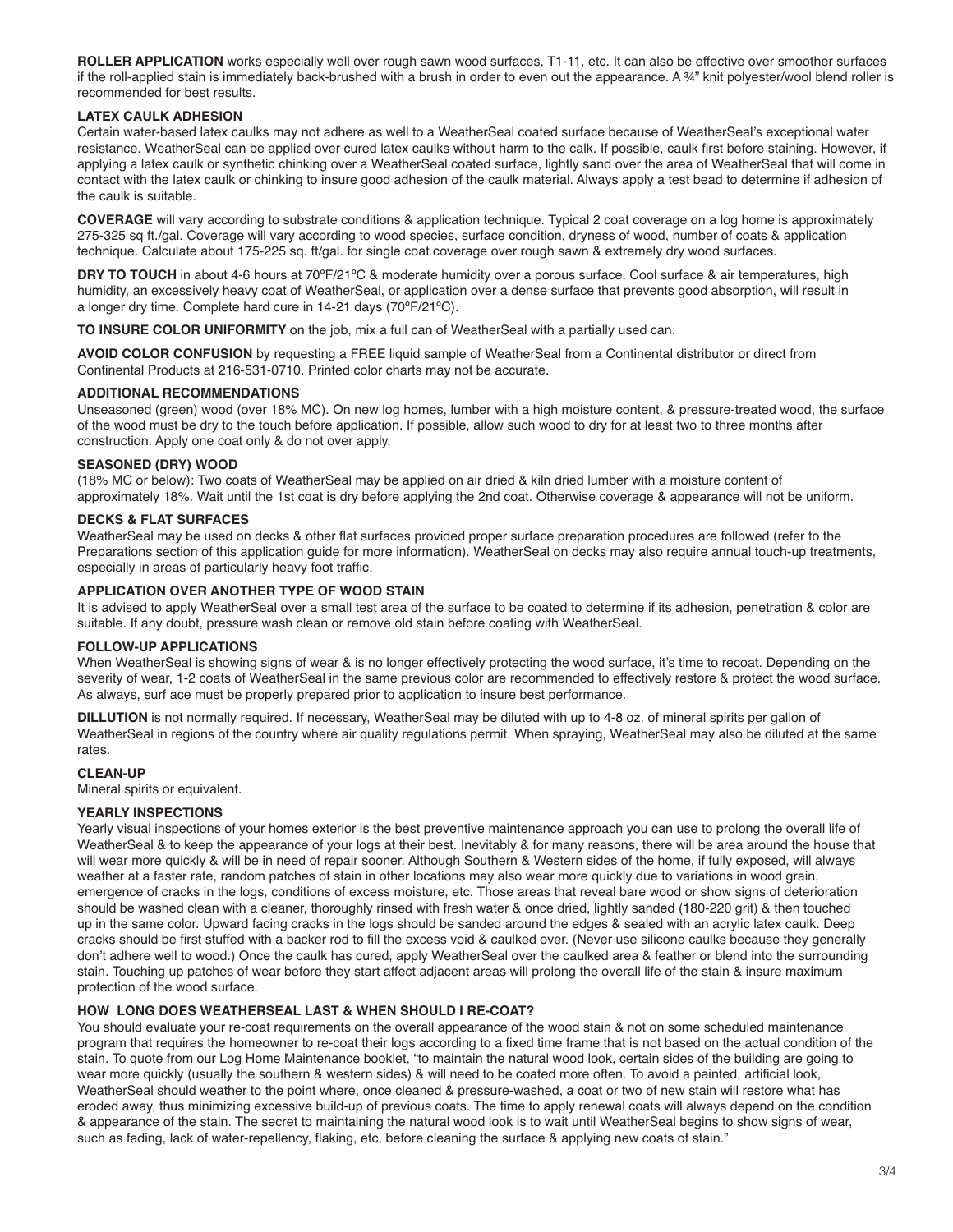**ROLLER APPLICATION** works especially well over rough sawn wood surfaces, T1-11, etc. It can also be effective over smoother surfaces if the roll-applied stain is immediately back-brushed with a brush in order to even out the appearance. A ¾" knit polyester/wool blend roller is recommended for best results.

**LATEX CAULK ADHESION**

Certain water-based latex caulks may not adhere as well to a WeatherSeal coated surface because of WeatherSeal's exceptional water resistance. WeatherSeal can be applied over cured latex caulks without harm to the calk. If possible, caulk first before staining. However, if applying a latex caulk or synthetic chinking over a WeatherSeal coated surface, lightly sand over the area of WeatherSeal that will come in contact with the latex caulk or chinking to insure good adhesion of the caulk material. Always apply a test bead to determine if adhesion of the caulk is suitable.

**COVERAGE** will vary according to substrate conditions & application technique. Typical 2 coat coverage on a log home is approximately 275-325 sq ft./gal. Coverage will vary according to wood species, surface condition, dryness of wood, number of coats & application technique. Calculate about 175-225 sq. ft/gal. for single coat coverage over rough sawn & extremely dry wood surfaces.

**DRY TO TOUCH** in about 4-6 hours at 70ºF/21ºC & moderate humidity over a porous surface. Cool surface & air temperatures, high humidity, an excessively heavy coat of WeatherSeal, or application over a dense surface that prevents good absorption, will result in a longer dry time. Complete hard cure in 14-21 days (70ºF/21ºC).

**TO INSURE COLOR UNIFORMITY** on the job, mix a full can of WeatherSeal with a partially used can.

**AVOID COLOR CONFUSION** by requesting a FREE liquid sample of WeatherSeal from a Continental distributor or direct from Continental Products at 216-531-0710. Printed color charts may not be accurate.

**ADDITIONAL RECOMMENDATIONS**

Unseasoned (green) wood (over 18% MC). On new log homes, lumber with a high moisture content, & pressure-treated wood, the surface of the wood must be dry to the touch before application. If possible, allow such wood to dry for at least two to three months after construction. Apply one coat only & do not over apply.

**SEASONED (DRY) WOOD**

(18% MC or below): Two coats of WeatherSeal may be applied on air dried & kiln dried lumber with a moisture content of approximately 18%. Wait until the 1st coat is dry before applying the 2nd coat. Otherwise coverage & appearance will not be uniform.

**DECKS & FLAT SURFACES**

WeatherSeal may be used on decks & other flat surfaces provided proper surface preparation procedures are followed (refer to the Preparations section of this application guide for more information). WeatherSeal on decks may also require annual touch-up treatments, especially in areas of particularly heavy foot traffic.

**APPLICATION OVER ANOTHER TYPE OF WOOD STAIN**

It is advised to apply WeatherSeal over a small test area of the surface to be coated to determine if its adhesion, penetration & color are suitable. If any doubt, pressure wash clean or remove old stain before coating with WeatherSeal.

**FOLLOW-UP APPLICATIONS**

When WeatherSeal is showing signs of wear & is no longer effectively protecting the wood surface, it's time to recoat. Depending on the severity of wear, 1-2 coats of WeatherSeal in the same previous color are recommended to effectively restore & protect the wood surface. As always, surf ace must be properly prepared prior to application to insure best performance.

**DILLUTION** is not normally required. If necessary, WeatherSeal may be diluted with up to 4-8 oz. of mineral spirits per gallon of WeatherSeal in regions of the country where air quality regulations permit. When spraying, WeatherSeal may also be diluted at the same rates.

**CLEAN-UP**

Mineral spirits or equivalent.

**YEARLY INSPECTIONS**

Yearly visual inspections of your homes exterior is the best preventive maintenance approach you can use to prolong the overall life of WeatherSeal & to keep the appearance of your logs at their best. Inevitably & for many reasons, there will be area around the house that will wear more quickly & will be in need of repair sooner. Although Southern & Western sides of the home, if fully exposed, will always weather at a faster rate, random patches of stain in other locations may also wear more quickly due to variations in wood grain, emergence of cracks in the logs, conditions of excess moisture, etc. Those areas that reveal bare wood or show signs of deterioration should be washed clean with a cleaner, thoroughly rinsed with fresh water & once dried, lightly sanded (180-220 grit) & then touched up in the same color. Upward facing cracks in the logs should be sanded around the edges & sealed with an acrylic latex caulk. Deep cracks should be first stuffed with a backer rod to fill the excess void & caulked over. (Never use silicone caulks because they generally don't adhere well to wood.) Once the caulk has cured, apply WeatherSeal over the caulked area & feather or blend into the surrounding stain. Touching up patches of wear before they start affect adjacent areas will prolong the overall life of the stain & insure maximum protection of the wood surface.

**HOW LONG DOES WEATHERSEAL LAST & WHEN SHOULD I RE-COAT?**

You should evaluate your re-coat requirements on the overall appearance of the wood stain & not on some scheduled maintenance program that requires the homeowner to re-coat their logs according to a fixed time frame that is not based on the actual condition of the stain. To quote from our Log Home Maintenance booklet, "to maintain the natural wood look, certain sides of the building are going to wear more quickly (usually the southern & western sides) & will need to be coated more often. To avoid a painted, artificial look, WeatherSeal should weather to the point where, once cleaned & pressure-washed, a coat or two of new stain will restore what has eroded away, thus minimizing excessive build-up of previous coats. The time to apply renewal coats will always depend on the condition & appearance of the stain. The secret to maintaining the natural wood look is to wait until WeatherSeal begins to show signs of wear, such as fading, lack of water-repellency, flaking, etc, before cleaning the surface & applying new coats of stain."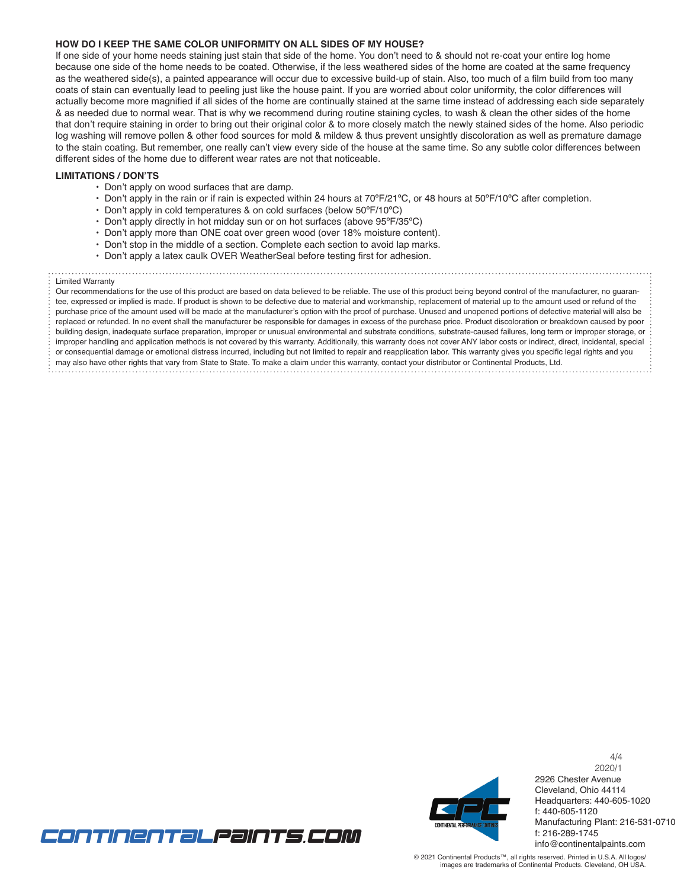### HOW DO I KEEP THE SAME COLOR UNIFORMITY ON ALL SIDES OF MY HOUSE?

If one side of your home needs staining just stain that side of the home. You don't need to & should not re-coat your entire log home because one side of the home needs to be coated. Otherwise, if the less weathered sides of the home are coated at the same frequency as the weathered side(s), a painted appearance will occur due to excessive build-up of stain. Also, too much of a film build from too many coats of stain can eventually lead to peeling just like the house paint. If you are worried about color uniformity, the color differences will actually become more magnified if all sides of the home are continually stained at the same time instead of addressing each side separately & as needed due to normal wear. That is why we recommend during routine staining cycles, to wash & clean the other sides of the home that don't require staining in order to bring out their original color & to more closely match the newly stained sides of the home. Also periodic log washing will remove pollen & other food sources for mold & mildew & thus prevent unsightly discoloration as well as premature damage to the stain coating. But remember, one really can't view every side of the house at the same time. So any subtle color differences between different sides of the home due to different wear rates are not that noticeable.

### LIMITATIONS / DON'TS

- Don't apply on wood surfaces that are damp.
- Don't apply in the rain or if rain is expected within 24 hours at 70ºF/21ºC, or 48 hours at 50ºF/10ºC after completion.
- Don't apply in cold temperatures & on cold surfaces (below 50ºF/10ºC)
- Don't apply directly in hot midday sun or on hot surfaces (above 95ºF/35ºC)
- Don't apply more than ONE coat over green wood (over 18% moisture content).
- Don't stop in the middle of a section. Complete each section to avoid lap marks.
- Don't apply a latex caulk OVER WeatherSeal before testing first for adhesion.

Limited Warranty

Our recommendations for the use of this product are based on data believed to be reliable. The use of this product being beyond control of the manufacturer, no guarantee, expressed or implied is made. If product is shown to be defective due to material and workmanship, replacement of material up to the amount used or refund of the purchase price of the amount used will be made at the manufacturer's option with the proof of purchase. Unused and unopened portions of defective material will also be replaced or refunded. In no event shall the manufacturer be responsible for damages in excess of the purchase price. Product discoloration or breakdown caused by poor building design, inadequate surface preparation, improper or unusual environmental and substrate conditions, substrate-caused failures, long term or improper storage, or improper handling and application methods is not covered by this warranty. Additionally, this warranty does not cover ANY labor costs or indirect, direct, incidental, special or consequential damage or emotional distress incurred, including but not limited to repair and reapplication labor. This warranty gives you specific legal rights and you may also have other rights that vary from State to State. To make a claim under this warranty, contact your distributor or Continental Products, Ltd.

2020/1

2926 Chester Avenue
Cleveland, Ohio 44114
Headquarters: 440-605-1020
f: 440-605-1120
Manufacturing Plant: 216-531-0710
f: 216-289-1745
info@continentalpaints.com

CONTINENTALPAINTS.COM

© 2021 Continental Products™, all rights reserved. Printed in U.S.A. All logos/images are trademarks of Continental Products. Cleveland, OH USA.